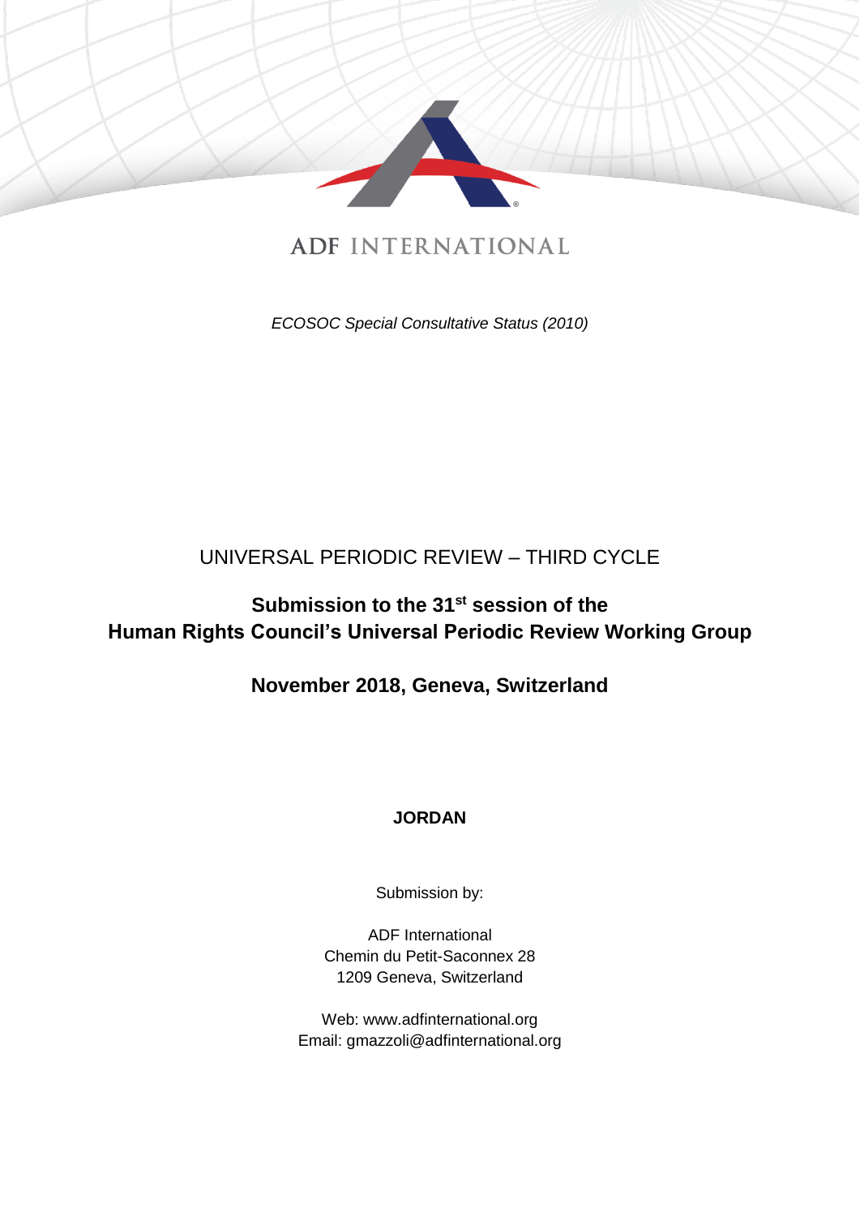ADF INTERNATIONAL

*ECOSOC Special Consultative Status (2010)*

UNIVERSAL PERIODIC REVIEW – THIRD CYCLE

**Submission to the 31st session of the Human Rights Council's Universal Periodic Review Working Group**

**November 2018, Geneva, Switzerland**

**JORDAN**

Submission by:

ADF International
Chemin du Petit-Saconnex 28
1209 Geneva, Switzerland

Web: www.adfinternational.org
Email: gmazzoli@adfinternational.org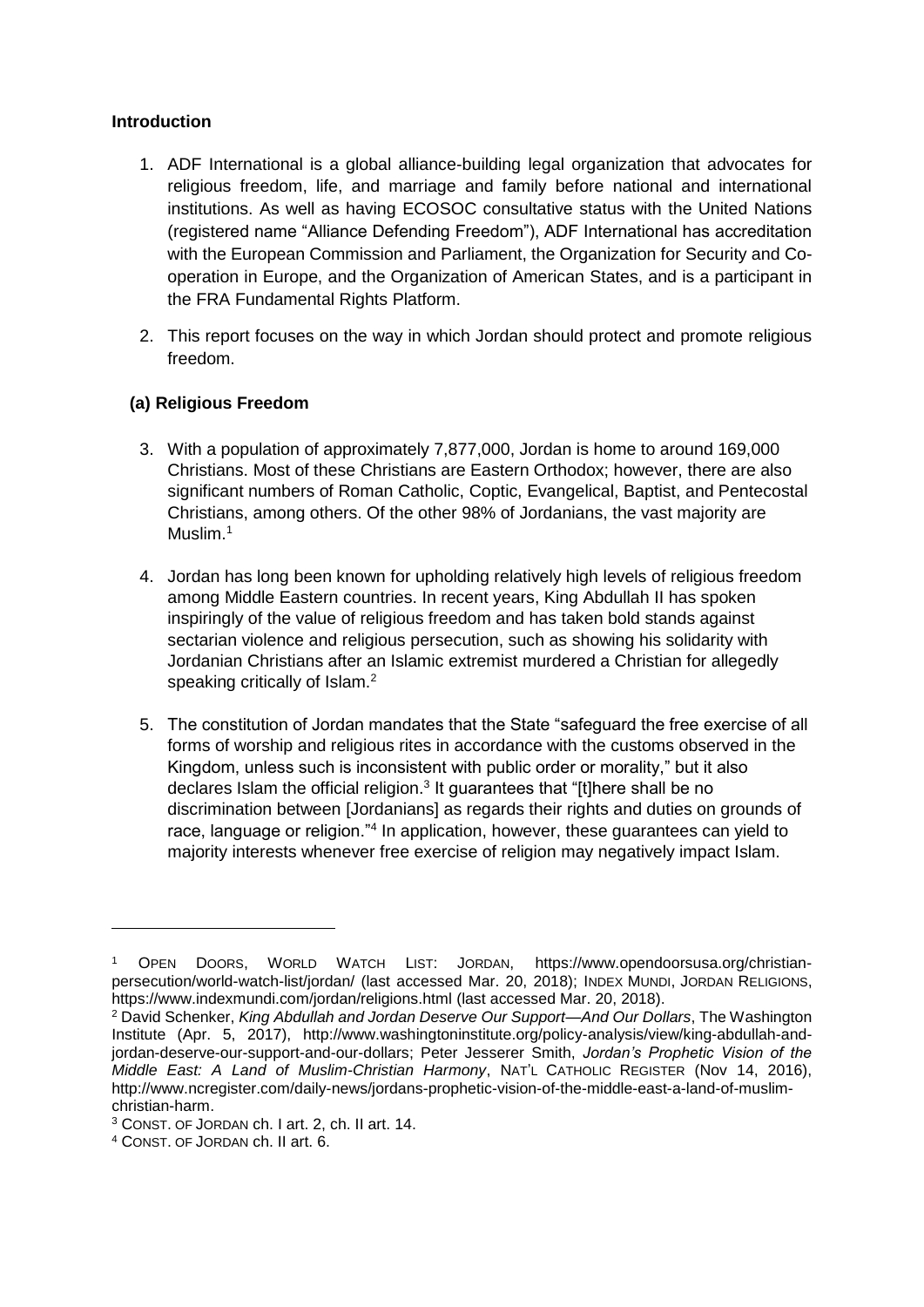**Introduction**

1. ADF International is a global alliance-building legal organization that advocates for religious freedom, life, and marriage and family before national and international institutions. As well as having ECOSOC consultative status with the United Nations (registered name "Alliance Defending Freedom"), ADF International has accreditation with the European Commission and Parliament, the Organization for Security and Co-operation in Europe, and the Organization of American States, and is a participant in the FRA Fundamental Rights Platform.

2. This report focuses on the way in which Jordan should protect and promote religious freedom.

**(a) Religious Freedom**

3. With a population of approximately 7,877,000, Jordan is home to around 169,000 Christians. Most of these Christians are Eastern Orthodox; however, there are also significant numbers of Roman Catholic, Coptic, Evangelical, Baptist, and Pentecostal Christians, among others. Of the other 98% of Jordanians, the vast majority are Muslim.[1]

4. Jordan has long been known for upholding relatively high levels of religious freedom among Middle Eastern countries. In recent years, King Abdullah II has spoken inspiringly of the value of religious freedom and has taken bold stands against sectarian violence and religious persecution, such as showing his solidarity with Jordanian Christians after an Islamic extremist murdered a Christian for allegedly speaking critically of Islam.[2]

5. The constitution of Jordan mandates that the State "safeguard the free exercise of all forms of worship and religious rites in accordance with the customs observed in the Kingdom, unless such is inconsistent with public order or morality," but it also declares Islam the official religion.[3] It guarantees that "[t]here shall be no discrimination between [Jordanians] as regards their rights and duties on grounds of race, language or religion."[4] In application, however, these guarantees can yield to majority interests whenever free exercise of religion may negatively impact Islam.

---

[1] OPEN DOORS, WORLD WATCH LIST: JORDAN, https://www.opendoorsusa.org/christian-persecution/world-watch-list/jordan/ (last accessed Mar. 20, 2018); INDEX MUNDI, JORDAN RELIGIONS, https://www.indexmundi.com/jordan/religions.html (last accessed Mar. 20, 2018).

[2] David Schenker, *King Abdullah and Jordan Deserve Our Support—And Our Dollars*, The Washington Institute (Apr. 5, 2017), http://www.washingtoninstitute.org/policy-analysis/view/king-abdullah-and-jordan-deserve-our-support-and-our-dollars; Peter Jesserer Smith, *Jordan's Prophetic Vision of the Middle East: A Land of Muslim-Christian Harmony*, NAT'L CATHOLIC REGISTER (Nov 14, 2016), http://www.ncregister.com/daily-news/jordans-prophetic-vision-of-the-middle-east-a-land-of-muslim-christian-harm.

[3] CONST. OF JORDAN ch. I art. 2, ch. II art. 14.

[4] CONST. OF JORDAN ch. II art. 6.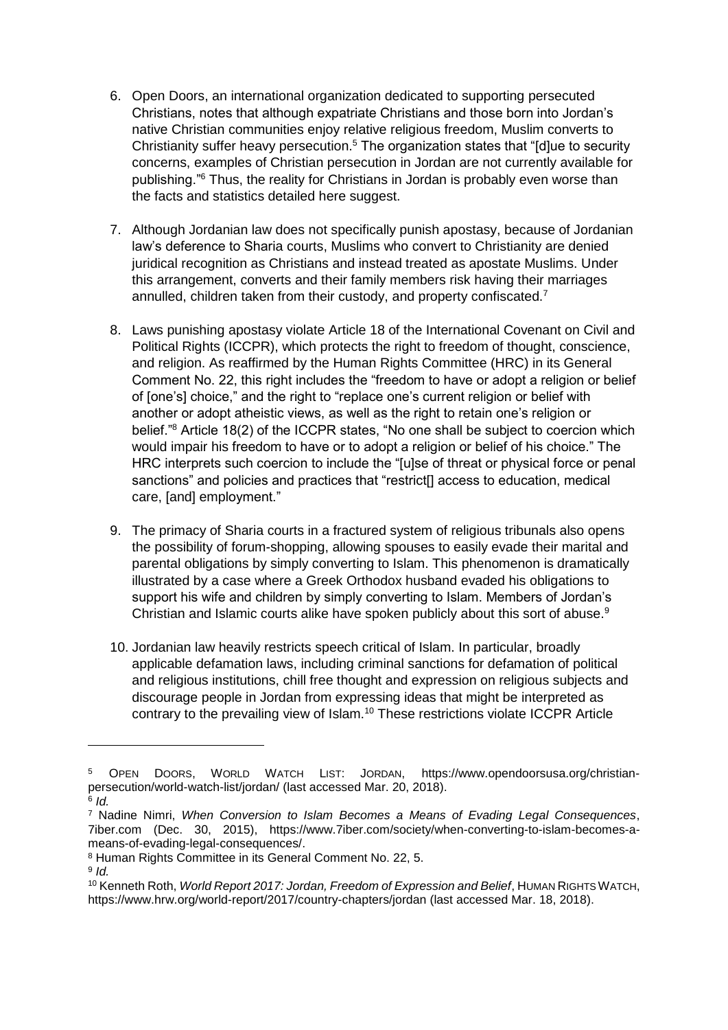6. Open Doors, an international organization dedicated to supporting persecuted Christians, notes that although expatriate Christians and those born into Jordan's native Christian communities enjoy relative religious freedom, Muslim converts to Christianity suffer heavy persecution.[5] The organization states that "[d]ue to security concerns, examples of Christian persecution in Jordan are not currently available for publishing."[6] Thus, the reality for Christians in Jordan is probably even worse than the facts and statistics detailed here suggest.

7. Although Jordanian law does not specifically punish apostasy, because of Jordanian law's deference to Sharia courts, Muslims who convert to Christianity are denied juridical recognition as Christians and instead treated as apostate Muslims. Under this arrangement, converts and their family members risk having their marriages annulled, children taken from their custody, and property confiscated.[7]

8. Laws punishing apostasy violate Article 18 of the International Covenant on Civil and Political Rights (ICCPR), which protects the right to freedom of thought, conscience, and religion. As reaffirmed by the Human Rights Committee (HRC) in its General Comment No. 22, this right includes the "freedom to have or adopt a religion or belief of [one's] choice," and the right to "replace one's current religion or belief with another or adopt atheistic views, as well as the right to retain one's religion or belief."[8] Article 18(2) of the ICCPR states, "No one shall be subject to coercion which would impair his freedom to have or to adopt a religion or belief of his choice." The HRC interprets such coercion to include the "[u]se of threat or physical force or penal sanctions" and policies and practices that "restrict[] access to education, medical care, [and] employment."

9. The primacy of Sharia courts in a fractured system of religious tribunals also opens the possibility of forum-shopping, allowing spouses to easily evade their marital and parental obligations by simply converting to Islam. This phenomenon is dramatically illustrated by a case where a Greek Orthodox husband evaded his obligations to support his wife and children by simply converting to Islam. Members of Jordan's Christian and Islamic courts alike have spoken publicly about this sort of abuse.[9]

10. Jordanian law heavily restricts speech critical of Islam. In particular, broadly applicable defamation laws, including criminal sanctions for defamation of political and religious institutions, chill free thought and expression on religious subjects and discourage people in Jordan from expressing ideas that might be interpreted as contrary to the prevailing view of Islam.[10] These restrictions violate ICCPR Article

---

[5] OPEN DOORS, WORLD WATCH LIST: JORDAN, https://www.opendoorsusa.org/christian-persecution/world-watch-list/jordan/ (last accessed Mar. 20, 2018).

[6] *Id.*

[7] Nadine Nimri, *When Conversion to Islam Becomes a Means of Evading Legal Consequences*, 7iber.com (Dec. 30, 2015), https://www.7iber.com/society/when-converting-to-islam-becomes-a-means-of-evading-legal-consequences/.

[8] Human Rights Committee in its General Comment No. 22, 5.

[9] *Id.*

[10] Kenneth Roth, *World Report 2017: Jordan, Freedom of Expression and Belief*, HUMAN RIGHTS WATCH, https://www.hrw.org/world-report/2017/country-chapters/jordan (last accessed Mar. 18, 2018).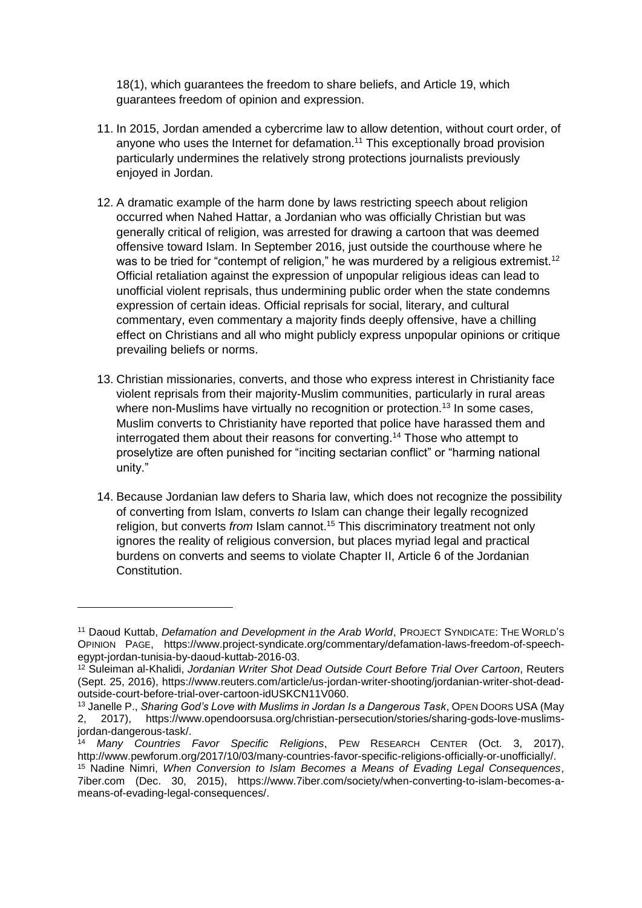18(1), which guarantees the freedom to share beliefs, and Article 19, which guarantees freedom of opinion and expression.

11. In 2015, Jordan amended a cybercrime law to allow detention, without court order, of anyone who uses the Internet for defamation.[11] This exceptionally broad provision particularly undermines the relatively strong protections journalists previously enjoyed in Jordan.

12. A dramatic example of the harm done by laws restricting speech about religion occurred when Nahed Hattar, a Jordanian who was officially Christian but was generally critical of religion, was arrested for drawing a cartoon that was deemed offensive toward Islam. In September 2016, just outside the courthouse where he was to be tried for "contempt of religion," he was murdered by a religious extremist.[12] Official retaliation against the expression of unpopular religious ideas can lead to unofficial violent reprisals, thus undermining public order when the state condemns expression of certain ideas. Official reprisals for social, literary, and cultural commentary, even commentary a majority finds deeply offensive, have a chilling effect on Christians and all who might publicly express unpopular opinions or critique prevailing beliefs or norms.

13. Christian missionaries, converts, and those who express interest in Christianity face violent reprisals from their majority-Muslim communities, particularly in rural areas where non-Muslims have virtually no recognition or protection.[13] In some cases, Muslim converts to Christianity have reported that police have harassed them and interrogated them about their reasons for converting.[14] Those who attempt to proselytize are often punished for "inciting sectarian conflict" or "harming national unity."

14. Because Jordanian law defers to Sharia law, which does not recognize the possibility of converting from Islam, converts *to* Islam can change their legally recognized religion, but converts *from* Islam cannot.[15] This discriminatory treatment not only ignores the reality of religious conversion, but places myriad legal and practical burdens on converts and seems to violate Chapter II, Article 6 of the Jordanian Constitution.

---

[11] Daoud Kuttab, *Defamation and Development in the Arab World*, PROJECT SYNDICATE: THE WORLD'S OPINION PAGE, https://www.project-syndicate.org/commentary/defamation-laws-freedom-of-speech-egypt-jordan-tunisia-by-daoud-kuttab-2016-03.

[12] Suleiman al-Khalidi, *Jordanian Writer Shot Dead Outside Court Before Trial Over Cartoon*, Reuters (Sept. 25, 2016), https://www.reuters.com/article/us-jordan-writer-shooting/jordanian-writer-shot-dead-outside-court-before-trial-over-cartoon-idUSKCN11V060.

[13] Janelle P., *Sharing God's Love with Muslims in Jordan Is a Dangerous Task*, OPEN DOORS USA (May 2, 2017), https://www.opendoorsusa.org/christian-persecution/stories/sharing-gods-love-muslims-jordan-dangerous-task/.

[14] *Many Countries Favor Specific Religions*, PEW RESEARCH CENTER (Oct. 3, 2017), http://www.pewforum.org/2017/10/03/many-countries-favor-specific-religions-officially-or-unofficially/.

[15] Nadine Nimri, *When Conversion to Islam Becomes a Means of Evading Legal Consequences*, 7iber.com (Dec. 30, 2015), https://www.7iber.com/society/when-converting-to-islam-becomes-a-means-of-evading-legal-consequences/.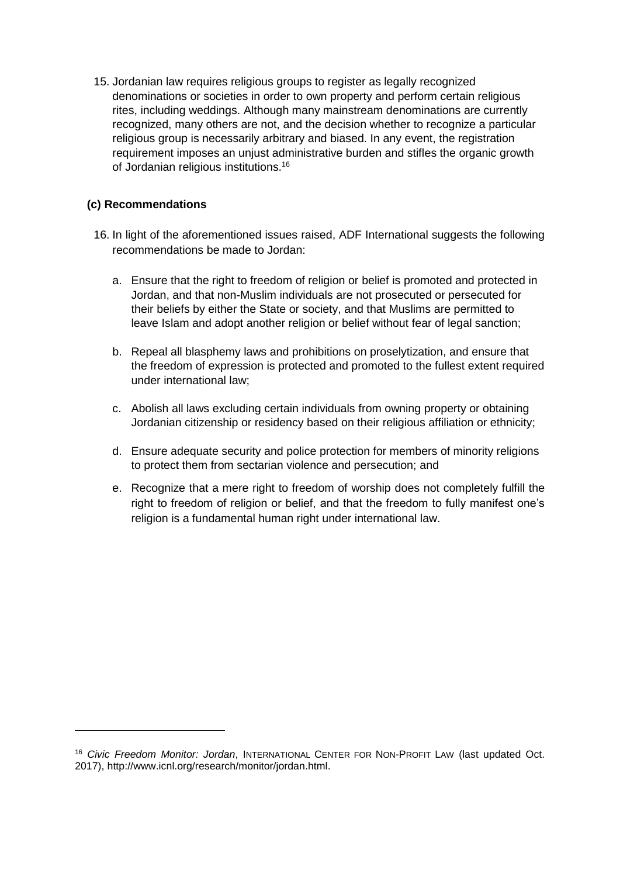15. Jordanian law requires religious groups to register as legally recognized denominations or societies in order to own property and perform certain religious rites, including weddings. Although many mainstream denominations are currently recognized, many others are not, and the decision whether to recognize a particular religious group is necessarily arbitrary and biased. In any event, the registration requirement imposes an unjust administrative burden and stifles the organic growth of Jordanian religious institutions.[16]

### (c) Recommendations

16. In light of the aforementioned issues raised, ADF International suggests the following recommendations be made to Jordan:

    a. Ensure that the right to freedom of religion or belief is promoted and protected in Jordan, and that non-Muslim individuals are not prosecuted or persecuted for their beliefs by either the State or society, and that Muslims are permitted to leave Islam and adopt another religion or belief without fear of legal sanction;

    b. Repeal all blasphemy laws and prohibitions on proselytization, and ensure that the freedom of expression is protected and promoted to the fullest extent required under international law;

    c. Abolish all laws excluding certain individuals from owning property or obtaining Jordanian citizenship or residency based on their religious affiliation or ethnicity;

    d. Ensure adequate security and police protection for members of minority religions to protect them from sectarian violence and persecution; and

    e. Recognize that a mere right to freedom of worship does not completely fulfill the right to freedom of religion or belief, and that the freedom to fully manifest one's religion is a fundamental human right under international law.

---

[16] *Civic Freedom Monitor: Jordan*, INTERNATIONAL CENTER FOR NON-PROFIT LAW (last updated Oct. 2017), http://www.icnl.org/research/monitor/jordan.html.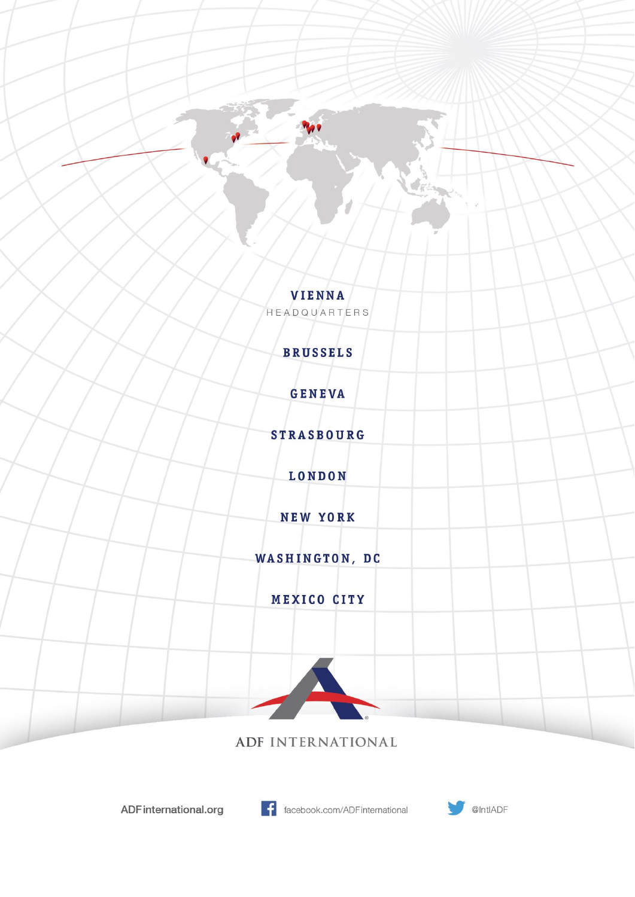**VIENNA**
HEADQUARTERS

**BRUSSELS**

**GENEVA**

**STRASBOURG**

**LONDON**

**NEW YORK**

**WASHINGTON, DC**

**MEXICO CITY**

ADF INTERNATIONAL

ADFinternational.org

facebook.com/ADFinternational

@IntlADF